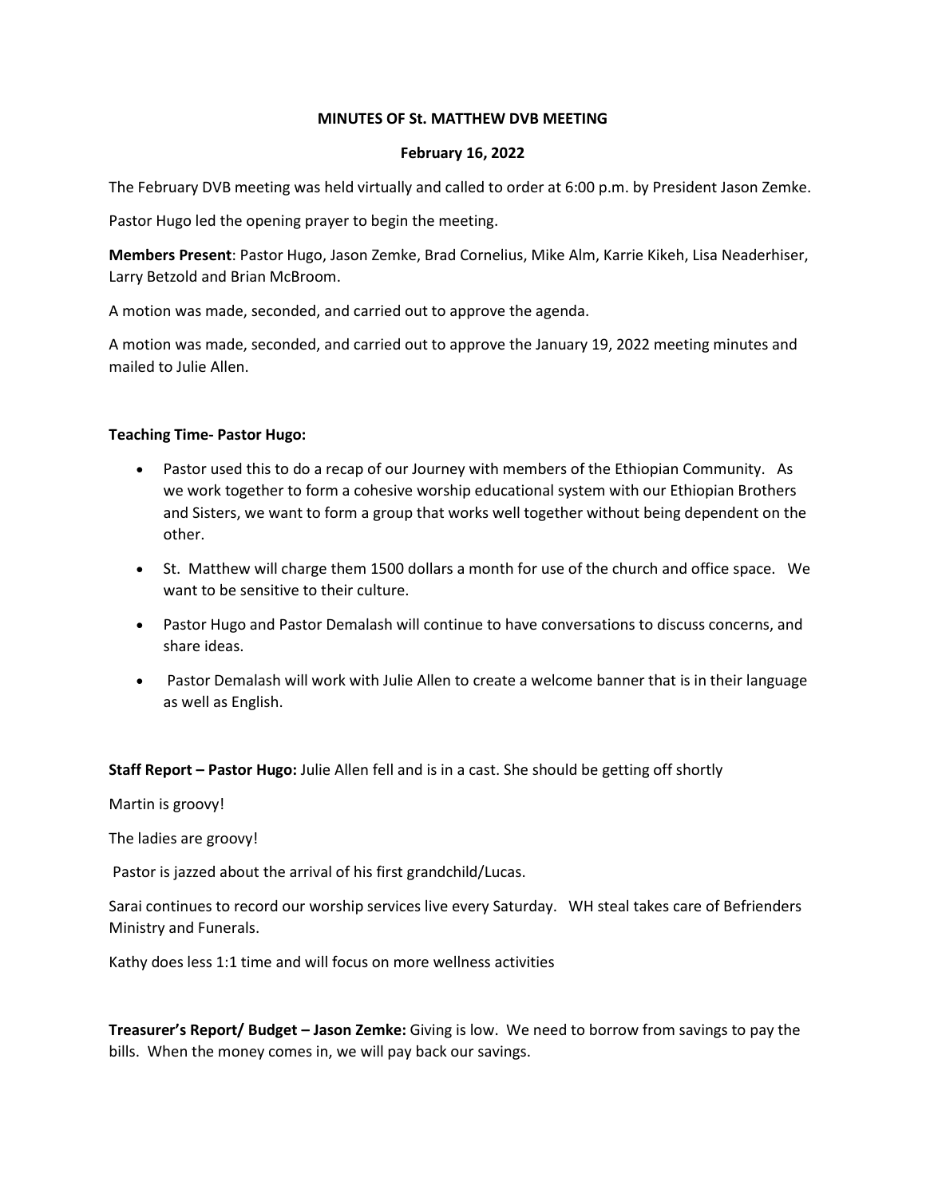**MINUTES OF St. MATTHEW DVB MEETING**

**February 16, 2022**

The February DVB meeting was held virtually and called to order at 6:00 p.m. by President Jason Zemke.

Pastor Hugo led the opening prayer to begin the meeting.

**Members Present**: Pastor Hugo, Jason Zemke, Brad Cornelius, Mike Alm, Karrie Kikeh, Lisa Neaderhiser, Larry Betzold and Brian McBroom.

A motion was made, seconded, and carried out to approve the agenda.

A motion was made, seconded, and carried out to approve the January 19, 2022 meeting minutes and mailed to Julie Allen.

**Teaching Time- Pastor Hugo:**

- Pastor used this to do a recap of our Journey with members of the Ethiopian Community. As we work together to form a cohesive worship educational system with our Ethiopian Brothers and Sisters, we want to form a group that works well together without being dependent on the other.
- St. Matthew will charge them 1500 dollars a month for use of the church and office space. We want to be sensitive to their culture.
- Pastor Hugo and Pastor Demalash will continue to have conversations to discuss concerns, and share ideas.
- Pastor Demalash will work with Julie Allen to create a welcome banner that is in their language as well as English.

**Staff Report – Pastor Hugo:** Julie Allen fell and is in a cast. She should be getting off shortly

Martin is groovy!

The ladies are groovy!

Pastor is jazzed about the arrival of his first grandchild/Lucas.

Sarai continues to record our worship services live every Saturday. WH steal takes care of Befrienders Ministry and Funerals.

Kathy does less 1:1 time and will focus on more wellness activities

**Treasurer's Report/ Budget – Jason Zemke:** Giving is low. We need to borrow from savings to pay the bills. When the money comes in, we will pay back our savings.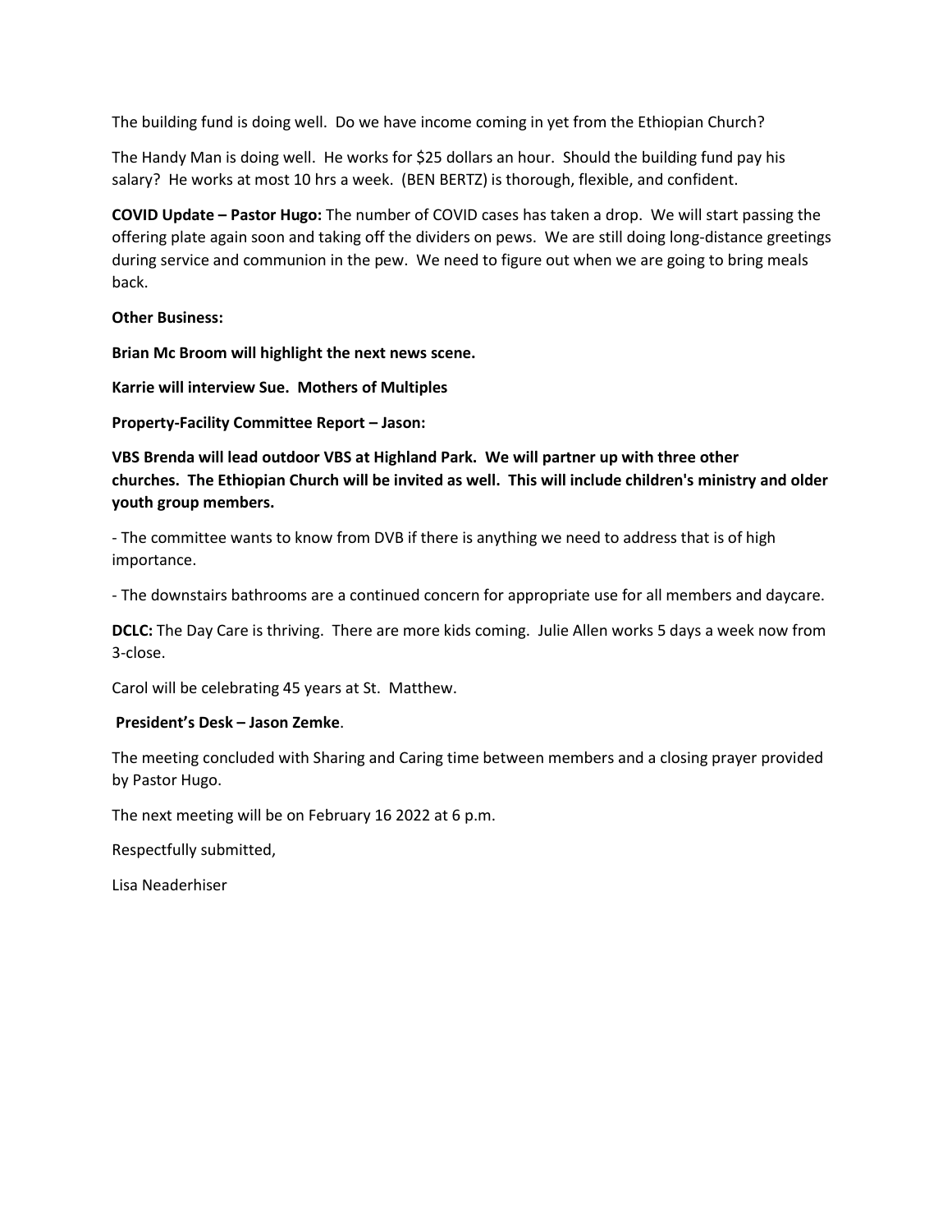The building fund is doing well. Do we have income coming in yet from the Ethiopian Church?

The Handy Man is doing well. He works for $25 dollars an hour. Should the building fund pay his salary? He works at most 10 hrs a week. (BEN BERTZ) is thorough, flexible, and confident.

**COVID Update – Pastor Hugo:** The number of COVID cases has taken a drop. We will start passing the offering plate again soon and taking off the dividers on pews. We are still doing long-distance greetings during service and communion in the pew. We need to figure out when we are going to bring meals back.

**Other Business:**

**Brian Mc Broom will highlight the next news scene.**

**Karrie will interview Sue. Mothers of Multiples**

**Property-Facility Committee Report – Jason:**

**VBS Brenda will lead outdoor VBS at Highland Park. We will partner up with three other churches. The Ethiopian Church will be invited as well. This will include children's ministry and older youth group members.**

- The committee wants to know from DVB if there is anything we need to address that is of high importance.

- The downstairs bathrooms are a continued concern for appropriate use for all members and daycare.

**DCLC:** The Day Care is thriving. There are more kids coming. Julie Allen works 5 days a week now from 3-close.

Carol will be celebrating 45 years at St. Matthew.

**President's Desk – Jason Zemke**.

The meeting concluded with Sharing and Caring time between members and a closing prayer provided by Pastor Hugo.

The next meeting will be on February 16 2022 at 6 p.m.

Respectfully submitted,

Lisa Neaderhiser